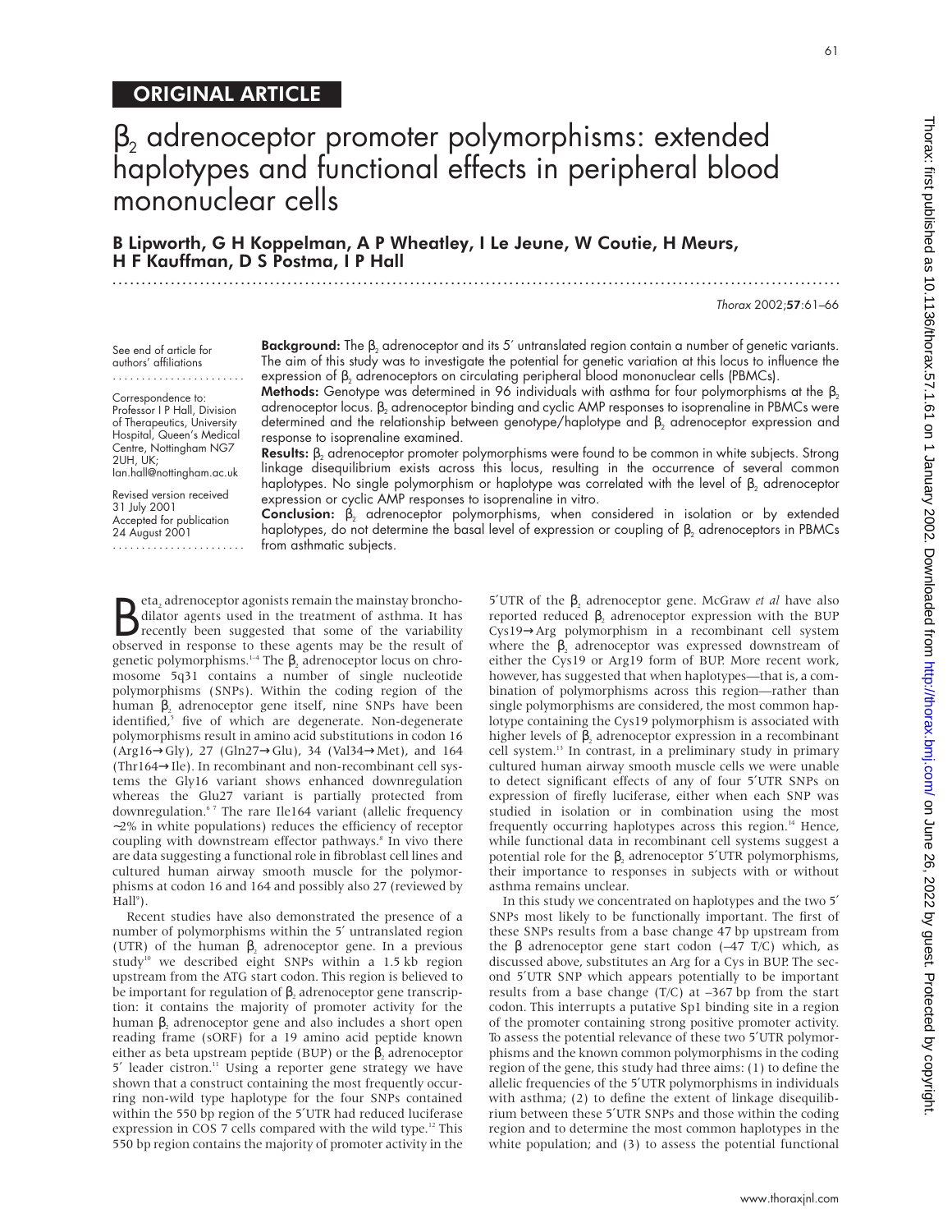## ORIGINAL ARTICLE

# $\beta_2$ adrenoceptor promoter polymorphisms: extended haplotypes and functional effects in peripheral blood mononuclear cells

**B Lipworth, G H Koppelman, A P Wheatley, I Le Jeune, W Coutie, H Meurs, H F Kauffman, D S Postma, I P Hall**

See end of article for authors' affiliations

Correspondence to: Professor I P Hall, Division of Therapeutics, University Hospital, Queen's Medical Centre, Nottingham NG7 2UH, UK; Ian.hall@nottingham.ac.uk

Revised version received 31 July 2001
Accepted for publication 24 August 2001

**Background:** The $\beta_2$ adrenoceptor and its 5′ untranslated region contain a number of genetic variants. The aim of this study was to investigate the potential for genetic variation at this locus to influence the expression of $\beta_2$ adrenoceptors on circulating peripheral blood mononuclear cells (PBMCs).

**Methods:** Genotype was determined in 96 individuals with asthma for four polymorphisms at the $\beta_2$ adrenoceptor locus. $\beta_2$ adrenoceptor binding and cyclic AMP responses to isoprenaline in PBMCs were determined and the relationship between genotype/haplotype and $\beta_2$ adrenoceptor expression and response to isoprenaline examined.

**Results:** $\beta_2$ adrenoceptor promoter polymorphisms were found to be common in white subjects. Strong linkage disequilibrium exists across this locus, resulting in the occurrence of several common haplotypes. No single polymorphism or haplotype was correlated with the level of $\beta_2$ adrenoceptor expression or cyclic AMP responses to isoprenaline in vitro.

**Conclusion:** $\beta_2$ adrenoceptor polymorphisms, when considered in isolation or by extended haplotypes, do not determine the basal level of expression or coupling of $\beta_2$ adrenoceptors in PBMCs from asthmatic subjects.

Beta$_2$ adrenoceptor agonists remain the mainstay bronchodilator agents used in the treatment of asthma. It has recently been suggested that some of the variability observed in response to these agents may be the result of genetic polymorphisms.[1–4] The $\beta_2$ adrenoceptor locus on chromosome 5q31 contains a number of single nucleotide polymorphisms (SNPs). Within the coding region of the human $\beta_2$ adrenoceptor gene itself, nine SNPs have been identified,[5] five of which are degenerate. Non-degenerate polymorphisms result in amino acid substitutions in codon 16 (Arg16→Gly), 27 (Gln27→Glu), 34 (Val34→Met), and 164 (Thr164→Ile). In recombinant and non-recombinant cell systems the Gly16 variant shows enhanced downregulation whereas the Glu27 variant is partially protected from downregulation.[6 7] The rare Ile164 variant (allelic frequency ~2% in white populations) reduces the efficiency of receptor coupling with downstream effector pathways.[8] In vivo there are data suggesting a functional role in fibroblast cell lines and cultured human airway smooth muscle for the polymorphisms at codon 16 and 164 and possibly also 27 (reviewed by Hall[9]).

Recent studies have also demonstrated the presence of a number of polymorphisms within the 5′ untranslated region (UTR) of the human $\beta_2$ adrenoceptor gene. In a previous study[10] we described eight SNPs within a 1.5 kb region upstream from the ATG start codon. This region is believed to be important for regulation of $\beta_2$ adrenoceptor gene transcription: it contains the majority of promoter activity for the human $\beta_2$ adrenoceptor gene and also includes a short open reading frame (sORF) for a 19 amino acid peptide known either as beta upstream peptide (BUP) or the $\beta_2$ adrenoceptor 5′ leader cistron.[11] Using a reporter gene strategy we have shown that a construct containing the most frequently occurring non-wild type haplotype for the four SNPs contained within the 550 bp region of the 5′UTR had reduced luciferase expression in COS 7 cells compared with the wild type.[12] This 550 bp region contains the majority of promoter activity in the 5′UTR of the $\beta_2$ adrenoceptor gene. McGraw *et al* have also reported reduced $\beta_2$ adrenoceptor expression with the BUP Cys19→Arg polymorphism in a recombinant cell system where the $\beta_2$ adrenoceptor was expressed downstream of either the Cys19 or Arg19 form of BUP. More recent work, however, has suggested that when haplotypes—that is, a combination of polymorphisms across this region—rather than single polymorphisms are considered, the most common haplotype containing the Cys19 polymorphism is associated with higher levels of $\beta_2$ adrenoceptor expression in a recombinant cell system.[13] In contrast, in a preliminary study in primary cultured human airway smooth muscle cells we were unable to detect significant effects of any of four 5′UTR SNPs on expression of firefly luciferase, either when each SNP was studied in isolation or in combination using the most frequently occurring haplotypes across this region.[14] Hence, while functional data in recombinant cell systems suggest a potential role for the $\beta_2$ adrenoceptor 5′UTR polymorphisms, their importance to responses in subjects with or without asthma remains unclear.

In this study we concentrated on haplotypes and the two 5′ SNPs most likely to be functionally important. The first of these SNPs results from a base change 47 bp upstream from the β adrenoceptor gene start codon (–47 T/C) which, as discussed above, substitutes an Arg for a Cys in BUP. The second 5′UTR SNP which appears potentially to be important results from a base change (T/C) at –367 bp from the start codon. This interrupts a putative Sp1 binding site in a region of the promoter containing strong positive promoter activity. To assess the potential relevance of these two 5′UTR polymorphisms and the known common polymorphisms in the coding region of the gene, this study had three aims: (1) to define the allelic frequencies of the 5′UTR polymorphisms in individuals with asthma; (2) to define the extent of linkage disequilibrium between these 5′UTR SNPs and those within the coding region and to determine the most common haplotypes in the white population; and (3) to assess the potential functional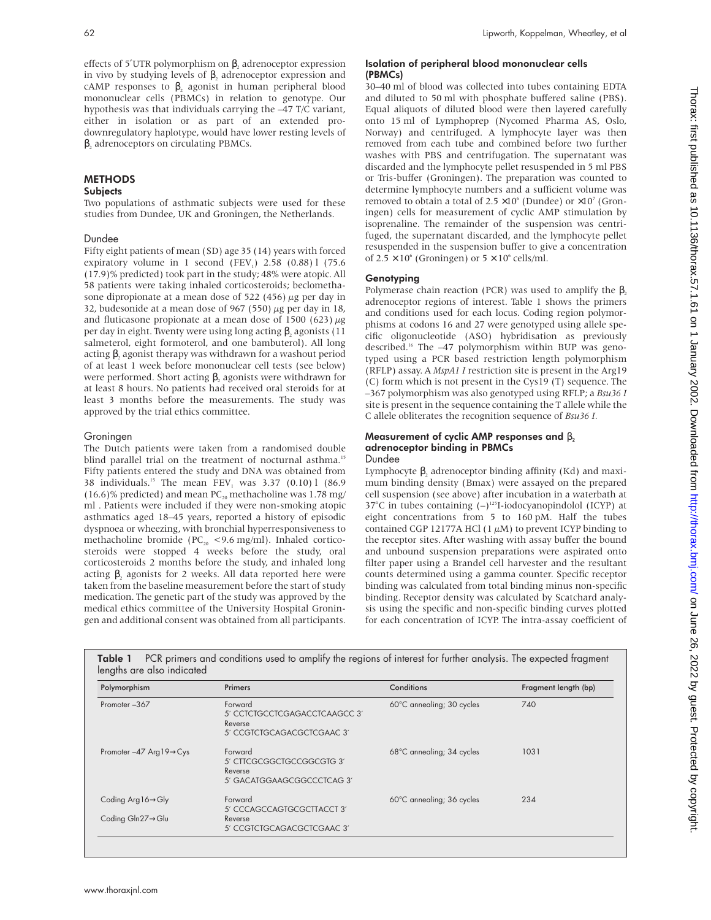effects of 5′UTR polymorphism on $\beta_2$ adrenoceptor expression in vivo by studying levels of $\beta_2$ adrenoceptor expression and cAMP responses to $\beta_2$ agonist in human peripheral blood mononuclear cells (PBMCs) in relation to genotype. Our hypothesis was that individuals carrying the –47 T/C variant, either in isolation or as part of an extended prodownregulatory haplotype, would have lower resting levels of $\beta_2$ adrenoceptors on circulating PBMCs.

## METHODS

### Subjects

Two populations of asthmatic subjects were used for these studies from Dundee, UK and Groningen, the Netherlands.

#### Dundee

Fifty eight patients of mean (SD) age 35 (14) years with forced expiratory volume in 1 second ($FEV_1$) 2.58 (0.88) l (75.6 (17.9)% predicted) took part in the study; 48% were atopic. All 58 patients were taking inhaled corticosteroids; beclomethasone dipropionate at a mean dose of 522 (456) µg per day in 32, budesonide at a mean dose of 967 (550) µg per day in 18, and fluticasone propionate at a mean dose of 1500 (623) µg per day in eight. Twenty were using long acting $\beta_2$ agonists (11 salmeterol, eight formoterol, and one bambuterol). All long acting $\beta_2$ agonist therapy was withdrawn for a washout period of at least 1 week before mononuclear cell tests (see below) were performed. Short acting $\beta_2$ agonists were withdrawn for at least 8 hours. No patients had received oral steroids for at least 3 months before the measurements. The study was approved by the trial ethics committee.

#### Groningen

The Dutch patients were taken from a randomised double blind parallel trial on the treatment of nocturnal asthma.[15] Fifty patients entered the study and DNA was obtained from 38 individuals.[15] The mean $FEV_1$ was 3.37 (0.10) l (86.9 (16.6)% predicted) and mean $PC_{20}$ methacholine was 1.78 mg/ml . Patients were included if they were non-smoking atopic asthmatics aged 18–45 years, reported a history of episodic dyspnoea or wheezing, with bronchial hyperresponsiveness to methacholine bromide ($PC_{20}$ <9.6 mg/ml). Inhaled corticosteroids were stopped 4 weeks before the study, oral corticosteroids 2 months before the study, and inhaled long acting $\beta_2$ agonists for 2 weeks. All data reported here were taken from the baseline measurement before the start of study medication. The genetic part of the study was approved by the medical ethics committee of the University Hospital Groningen and additional consent was obtained from all participants.

### Isolation of peripheral blood mononuclear cells (PBMCs)

30–40 ml of blood was collected into tubes containing EDTA and diluted to 50 ml with phosphate buffered saline (PBS). Equal aliquots of diluted blood were then layered carefully onto 15 ml of Lymphoprep (Nycomed Pharma AS, Oslo, Norway) and centrifuged. A lymphocyte layer was then removed from each tube and combined before two further washes with PBS and centrifugation. The supernatant was discarded and the lymphocyte pellet resuspended in 5 ml PBS or Tris-buffer (Groningen). The preparation was counted to determine lymphocyte numbers and a sufficient volume was removed to obtain a total of $2.5 \times 10^6$ (Dundee) or $\times 10^7$ (Groningen) cells for measurement of cyclic AMP stimulation by isoprenaline. The remainder of the suspension was centrifuged, the supernatant discarded, and the lymphocyte pellet resuspended in the suspension buffer to give a concentration of $2.5 \times 10^6$ (Groningen) or $5 \times 10^6$ cells/ml.

### Genotyping

Polymerase chain reaction (PCR) was used to amplify the $\beta_2$ adrenoceptor regions of interest. Table 1 shows the primers and conditions used for each locus. Coding region polymorphisms at codons 16 and 27 were genotyped using allele specific oligonucleotide (ASO) hybridisation as previously described.[16] The –47 polymorphism within BUP was genotyped using a PCR based restriction length polymorphism (RFLP) assay. A *MspA1 I* restriction site is present in the Arg19 (C) form which is not present in the Cys19 (T) sequence. The –367 polymorphism was also genotyped using RFLP; a *Bsu36 I* site is present in the sequence containing the T allele while the C allele obliterates the recognition sequence of *Bsu36 I.*

### Measurement of cyclic AMP responses and $\beta_2$ adrenoceptor binding in PBMCs

#### Dundee

Lymphocyte $\beta_2$ adrenoceptor binding affinity (Kd) and maximum binding density (Bmax) were assayed on the prepared cell suspension (see above) after incubation in a waterbath at 37°C in tubes containing (–)$^{125}$I-iodocyanopindolol (ICYP) at eight concentrations from 5 to 160 pM. Half the tubes contained CGP 12177A HCl (1 µM) to prevent ICYP binding to the receptor sites. After washing with assay buffer the bound and unbound suspension preparations were aspirated onto filter paper using a Brandel cell harvester and the resultant counts determined using a gamma counter. Specific receptor binding was calculated from total binding minus non-specific binding. Receptor density was calculated by Scatchard analysis using the specific and non-specific binding curves plotted for each concentration of ICYP. The intra-assay coefficient of

**Table 1** PCR primers and conditions used to amplify the regions of interest for further analysis. The expected fragment lengths are also indicated

| Polymorphism | Primers | Conditions | Fragment length (bp) |
|---|---|---|---|
| Promoter –367 | Forward 5′ CCTCTGCCTCGAGACCTCAAGCC 3′ Reverse 5′ CCGTCTGCAGACGCTCGAAC 3′ | 60°C annealing; 30 cycles | 740 |
| Promoter –47 Arg19→Cys | Forward 5′ CTTCGCGGCTGCCGGCGTG 3′ Reverse 5′ GACATGGAAGCGGCCCTCAG 3′ | 68°C annealing; 34 cycles | 1031 |
| Coding Arg16→Gly<br>Coding Gln27→Glu | Forward 5′ CCCAGCCAGTGCGCTTACCT 3′ Reverse 5′ CCGTCTGCAGACGCTCGAAC 3′ | 60°C annealing; 36 cycles | 234 |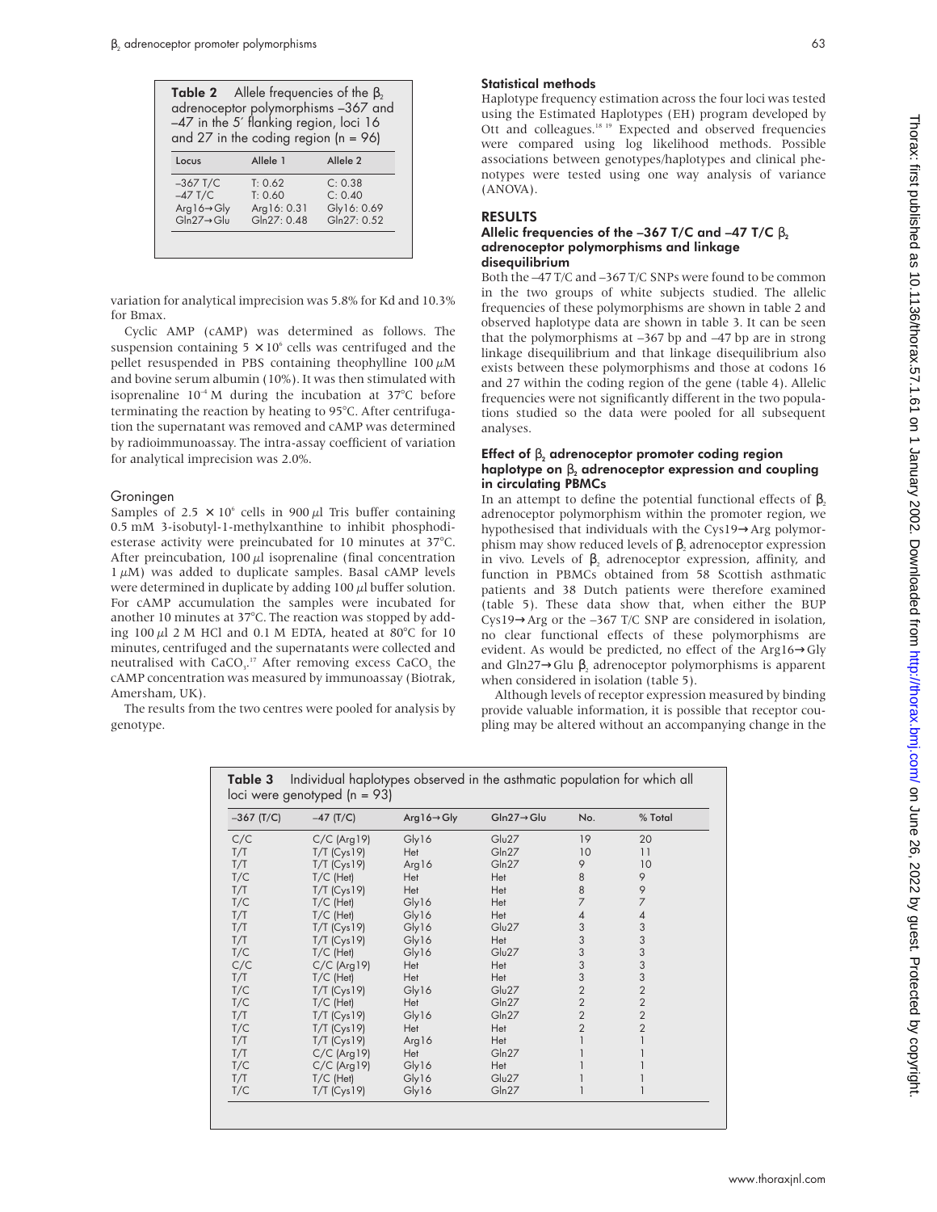**Table 2** Allele frequencies of the $\beta_2$ adrenoceptor polymorphisms –367 and –47 in the 5′ flanking region, loci 16 and 27 in the coding region (n = 96)

| Locus | Allele 1 | Allele 2 |
|---|---|---|
| –367 T/C | T: 0.62 | C: 0.38 |
| –47 T/C | T: 0.60 | C: 0.40 |
| Arg16→Gly | Arg16: 0.31 | Gly16: 0.69 |
| Gln27→Glu | Gln27: 0.48 | Gln27: 0.52 |

variation for analytical imprecision was 5.8% for Kd and 10.3% for Bmax.

Cyclic AMP (cAMP) was determined as follows. The suspension containing $5 \times 10^6$ cells was centrifuged and the pellet resuspended in PBS containing theophylline 100 µM and bovine serum albumin (10%). It was then stimulated with isoprenaline $10^{-4}$ M during the incubation at 37°C before terminating the reaction by heating to 95°C. After centrifugation the supernatant was removed and cAMP was determined by radioimmunoassay. The intra-assay coefficient of variation for analytical imprecision was 2.0%.

### Groningen

Samples of $2.5 \times 10^6$ cells in 900 µl Tris buffer containing 0.5 mM 3-isobutyl-1-methylxanthine to inhibit phosphodiesterase activity were preincubated for 10 minutes at 37°C. After preincubation, 100 µl isoprenaline (final concentration 1 µM) was added to duplicate samples. Basal cAMP levels were determined in duplicate by adding 100 µl buffer solution. For cAMP accumulation the samples were incubated for another 10 minutes at 37°C. The reaction was stopped by adding 100 µl 2 M HCl and 0.1 M EDTA, heated at 80°C for 10 minutes, centrifuged and the supernatants were collected and neutralised with $CaCO_3$.[17] After removing excess $CaCO_3$ the cAMP concentration was measured by immunoassay (Biotrak, Amersham, UK).

The results from the two centres were pooled for analysis by genotype.

### Statistical methods

Haplotype frequency estimation across the four loci was tested using the Estimated Haplotypes (EH) program developed by Ott and colleagues.[18,19] Expected and observed frequencies were compared using log likelihood methods. Possible associations between genotypes/haplotypes and clinical phenotypes were tested using one way analysis of variance (ANOVA).

## RESULTS

### Allelic frequencies of the –367 T/C and –47 T/C $\beta_2$ adrenoceptor polymorphisms and linkage disequilibrium

Both the –47 T/C and –367 T/C SNPs were found to be common in the two groups of white subjects studied. The allelic frequencies of these polymorphisms are shown in table 2 and observed haplotype data are shown in table 3. It can be seen that the polymorphisms at –367 bp and –47 bp are in strong linkage disequilibrium and that linkage disequilibrium also exists between these polymorphisms and those at codons 16 and 27 within the coding region of the gene (table 4). Allelic frequencies were not significantly different in the two populations studied so the data were pooled for all subsequent analyses.

### Effect of $\beta_2$ adrenoceptor promoter coding region haplotype on $\beta_2$ adrenoceptor expression and coupling in circulating PBMCs

In an attempt to define the potential functional effects of $\beta_2$ adrenoceptor polymorphism within the promoter region, we hypothesised that individuals with the Cys19→Arg polymorphism may show reduced levels of $\beta_2$ adrenoceptor expression in vivo. Levels of $\beta_2$ adrenoceptor expression, affinity, and function in PBMCs obtained from 58 Scottish asthmatic patients and 38 Dutch patients were therefore examined (table 5). These data show that, when either the BUP Cys19→Arg or the –367 T/C SNP are considered in isolation, no clear functional effects of these polymorphisms are evident. As would be predicted, no effect of the Arg16→Gly and Gln27→Glu $\beta_2$ adrenoceptor polymorphisms is apparent when considered in isolation (table 5).

Although levels of receptor expression measured by binding provide valuable information, it is possible that receptor coupling may be altered without an accompanying change in the

**Table 3** Individual haplotypes observed in the asthmatic population for which all loci were genotyped (n = 93)

| –367 (T/C) | –47 (T/C) | Arg16→Gly | Gln27→Glu | No. | % Total |
|---|---|---|---|---|---|
| C/C | C/C (Arg19) | Gly16 | Glu27 | 19 | 20 |
| T/T | T/T (Cys19) | Het | Gln27 | 10 | 11 |
| T/T | T/T (Cys19) | Arg16 | Gln27 | 9 | 10 |
| T/C | T/C (Het) | Het | Het | 8 | 9 |
| T/T | T/T (Cys19) | Het | Het | 8 | 9 |
| T/C | T/C (Het) | Gly16 | Het | 7 | 7 |
| T/T | T/C (Het) | Gly16 | Het | 4 | 4 |
| T/T | T/T (Cys19) | Gly16 | Glu27 | 3 | 3 |
| T/T | T/T (Cys19) | Gly16 | Het | 3 | 3 |
| T/C | T/C (Het) | Gly16 | Glu27 | 3 | 3 |
| C/C | C/C (Arg19) | Het | Het | 3 | 3 |
| T/T | T/C (Het) | Het | Het | 3 | 3 |
| T/C | T/T (Cys19) | Gly16 | Glu27 | 2 | 2 |
| T/C | T/C (Het) | Het | Gln27 | 2 | 2 |
| T/T | T/T (Cys19) | Gly16 | Gln27 | 2 | 2 |
| T/C | T/T (Cys19) | Het | Het | 2 | 2 |
| T/T | T/T (Cys19) | Arg16 | Het | 1 | 1 |
| T/T | C/C (Arg19) | Het | Gln27 | 1 | 1 |
| T/C | C/C (Arg19) | Gly16 | Het | 1 | 1 |
| T/T | T/C (Het) | Gly16 | Glu27 | 1 | 1 |
| T/C | T/T (Cys19) | Gly16 | Gln27 | 1 | 1 |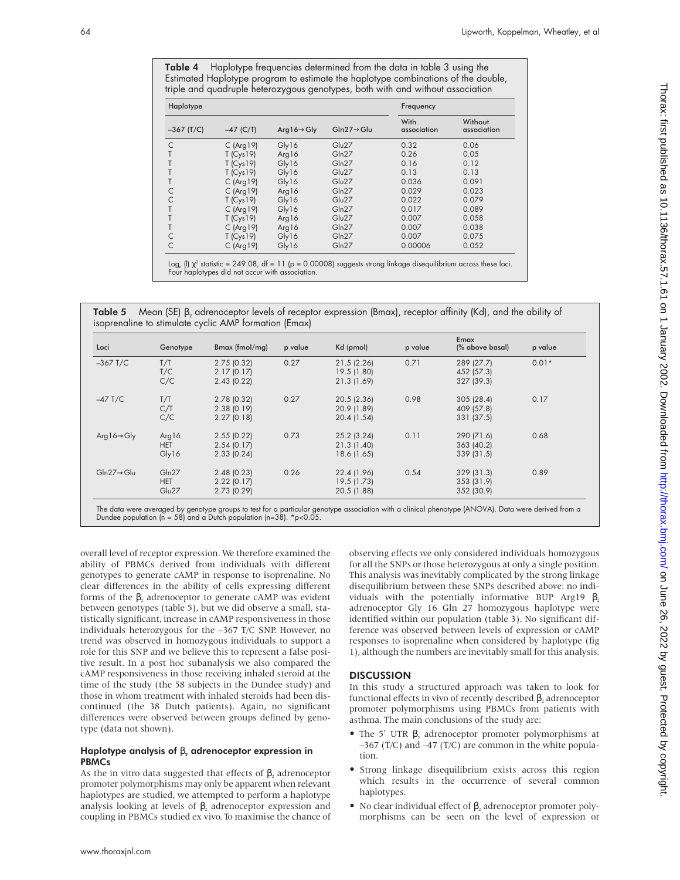**Table 4** Haplotype frequencies determined from the data in table 3 using the Estimated Haplotype program to estimate the haplotype combinations of the double, triple and quadruple heterozygous genotypes, both with and without association

| Haplotype | | | | Frequency | |
|---|---|---|---|---|---|
| –367 (T/C) | –47 (C/T) | Arg16→Gly | Gln27→Glu | With association | Without association |
| C | C (Arg19) | Gly16 | Glu27 | 0.32 | 0.06 |
| T | T (Cys19) | Arg16 | Gln27 | 0.26 | 0.05 |
| T | T (Cys19) | Gly16 | Gln27 | 0.16 | 0.12 |
| T | T (Cys19) | Gly16 | Glu27 | 0.13 | 0.13 |
| T | C (Arg19) | Gly16 | Glu27 | 0.036 | 0.091 |
| C | C (Arg19) | Arg16 | Gln27 | 0.029 | 0.023 |
| C | T (Cys19) | Gly16 | Glu27 | 0.022 | 0.079 |
| T | C (Arg19) | Gly16 | Gln27 | 0.017 | 0.089 |
| T | T (Cys19) | Arg16 | Glu27 | 0.007 | 0.058 |
| T | C (Arg19) | Arg16 | Gln27 | 0.007 | 0.038 |
| C | T (Cys19) | Gly16 | Gln27 | 0.007 | 0.075 |
| C | C (Arg19) | Gly16 | Gln27 | 0.00006 | 0.052 |

$Log_n$ (l) $\chi^2$ statistic = 249.08, df = 11 (p = 0.00008) suggests strong linkage disequilibrium across these loci. Four haplotypes did not occur with association.

**Table 5** Mean (SE) $\beta_2$ adrenoceptor levels of receptor expression (Bmax), receptor affinity (Kd), and the ability of isoprenaline to stimulate cyclic AMP formation (Emax)

| Loci | Genotype | Bmax (fmol/mg) | p value | Kd (pmol) | p value | Emax (% above basal) | p value |
|---|---|---|---|---|---|---|---|
| –367 T/C | T/T | 2.75 (0.32) | 0.27 | 21.5 (2.26) | 0.71 | 289 (27.7) | 0.01* |
| | T/C | 2.17 (0.17) | | 19.5 (1.80) | | 452 (57.3) | |
| | C/C | 2.43 (0.22) | | 21.3 (1.69) | | 327 (39.3) | |
| –47 T/C | T/T | 2.78 (0.32) | 0.27 | 20.5 (2.36) | 0.98 | 305 (28.4) | 0.17 |
| | C/T | 2.38 (0.19) | | 20.9 (1.89) | | 409 (57.8) | |
| | C/C | 2.27 (0.18) | | 20.4 (1.54) | | 331 (37.5) | |
| Arg16→Gly | Arg16 | 2.55 (0.22) | 0.73 | 25.2 (3.24) | 0.11 | 290 (71.6) | 0.68 |
| | HET | 2.54 (0.17) | | 21.3 (1.40) | | 363 (40.2) | |
| | Gly16 | 2.33 (0.24) | | 18.6 (1.65) | | 339 (31.5) | |
| Gln27→Glu | Gln27 | 2.48 (0.23) | 0.26 | 22.4 (1.96) | 0.54 | 329 (31.3) | 0.89 |
| | HET | 2.22 (0.17) | | 19.5 (1.73) | | 353 (31.9) | |
| | Glu27 | 2.73 (0.29) | | 20.5 (1.88) | | 352 (30.9) | |

The data were averaged by genotype groups to test for a particular genotype association with a clinical phenotype (ANOVA). Data were derived from a Dundee population (n = 58) and a Dutch population (n=38). *p<0.05.

overall level of receptor expression. We therefore examined the ability of PBMCs derived from individuals with different genotypes to generate cAMP in response to isoprenaline. No clear differences in the ability of cells expressing different forms of the $\beta_2$ adrenoceptor to generate cAMP was evident between genotypes (table 5), but we did observe a small, statistically significant, increase in cAMP responsiveness in those individuals heterozygous for the –367 T/C SNP. However, no trend was observed in homozygous individuals to support a role for this SNP and we believe this to represent a false positive result. In a post hoc subanalysis we also compared the cAMP responsiveness in those receiving inhaled steroid at the time of the study (the 58 subjects in the Dundee study) and those in whom treatment with inhaled steroids had been discontinued (the 38 Dutch patients). Again, no significant differences were observed between groups defined by genotype (data not shown).

#### Haplotype analysis of $\beta_2$ adrenoceptor expression in PBMCs

As the in vitro data suggested that effects of $\beta_2$ adrenoceptor promoter polymorphisms may only be apparent when relevant haplotypes are studied, we attempted to perform a haplotype analysis looking at levels of $\beta_2$ adrenoceptor expression and coupling in PBMCs studied ex vivo. To maximise the chance of observing effects we only considered individuals homozygous for all the SNPs or those heterozygous at only a single position. This analysis was inevitably complicated by the strong linkage disequilibrium between these SNPs described above: no individuals with the potentially informative BUP Arg19 $\beta_2$ adrenoceptor Gly 16 Gln 27 homozygous haplotype were identified within our population (table 3). No significant difference was observed between levels of expression or cAMP responses to isoprenaline when considered by haplotype (fig 1), although the numbers are inevitably small for this analysis.

## DISCUSSION

In this study a structured approach was taken to look for functional effects in vivo of recently described $\beta_2$ adrenoceptor promoter polymorphisms using PBMCs from patients with asthma. The main conclusions of the study are:

- The 5′ UTR $\beta_2$ adrenoceptor promoter polymorphisms at –367 (T/C) and –47 (T/C) are common in the white population.
- Strong linkage disequilibrium exists across this region which results in the occurrence of several common haplotypes.
- No clear individual effect of $\beta_2$ adrenoceptor promoter polymorphisms can be seen on the level of expression or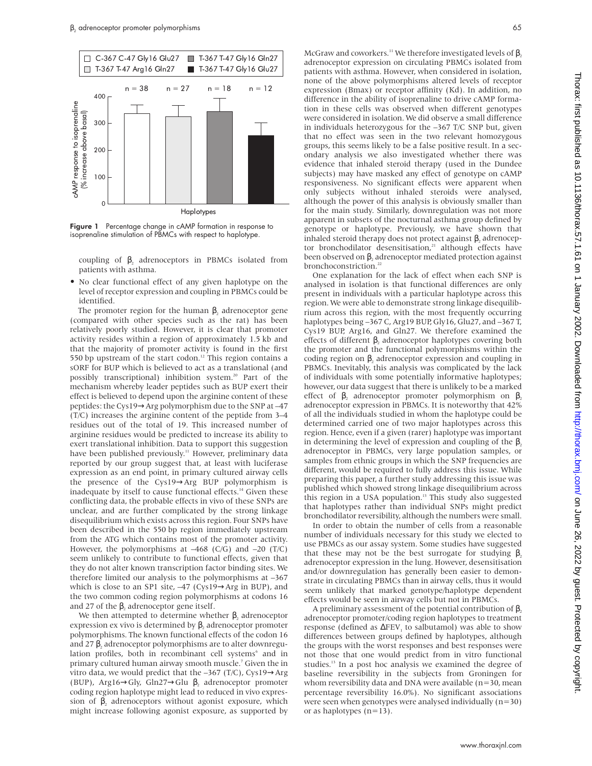Figure 1 Percentage change in cAMP formation in response to isoprenaline stimulation of PBMCs with respect to haplotype.

coupling of $\beta_2$ adrenoceptors in PBMCs isolated from patients with asthma.

- No clear functional effect of any given haplotype on the level of receptor expression and coupling in PBMCs could be identified.

The promoter region for the human $\beta_2$ adrenoceptor gene (compared with other species such as the rat) has been relatively poorly studied. However, it is clear that promoter activity resides within a region of approximately 1.5 kb and that the majority of promoter activity is found in the first 550 bp upstream of the start codon.[12] This region contains a sORF for BUP which is believed to act as a translational (and possibly transcriptional) inhibition system.[20] Part of the mechanism whereby leader peptides such as BUP exert their effect is believed to depend upon the arginine content of these peptides: the Cys19→Arg polymorphism due to the SNP at –47 (T/C) increases the arginine content of the peptide from 3–4 residues out of the total of 19. This increased number of arginine residues would be predicted to increase its ability to exert translational inhibition. Data to support this suggestion have been published previously.[11] However, preliminary data reported by our group suggest that, at least with luciferase expression as an end point, in primary cultured airway cells the presence of the Cys19→Arg BUP polymorphism is inadequate by itself to cause functional effects.[14] Given these conflicting data, the probable effects in vivo of these SNPs are unclear, and are further complicated by the strong linkage disequilibrium which exists across this region. Four SNPs have been described in the 550 bp region immediately upstream from the ATG which contains most of the promoter activity. However, the polymorphisms at –468 (C/G) and –20 (T/C) seem unlikely to contribute to functional effects, given that they do not alter known transcription factor binding sites. We therefore limited our analysis to the polymorphisms at –367 which is close to an SP1 site, –47 (Cys19→Arg in BUP), and the two common coding region polymorphisms at codons 16 and 27 of the $\beta_2$ adrenoceptor gene itself.

We then attempted to determine whether $\beta_2$ adrenoceptor expression ex vivo is determined by $\beta_2$ adrenoceptor promoter polymorphisms. The known functional effects of the codon 16 and 27 $\beta_2$ adrenoceptor polymorphisms are to alter downregulation profiles, both in recombinant cell systems[6] and in primary cultured human airway smooth muscle.[7] Given the in vitro data, we would predict that the –367 (T/C), Cys19→Arg (BUP), Arg16→Gly, Gln27→Glu $\beta_2$ adrenoceptor promoter coding region haplotype might lead to reduced in vivo expression of $\beta_2$ adrenoceptors without agonist exposure, which might increase following agonist exposure, as supported by McGraw and coworkers.[11] We therefore investigated levels of $\beta_2$ adrenoceptor expression on circulating PBMCs isolated from patients with asthma. However, when considered in isolation, none of the above polymorphisms altered levels of receptor expression (Bmax) or receptor affinity (Kd). In addition, no difference in the ability of isoprenaline to drive cAMP formation in these cells was observed when different genotypes were considered in isolation. We did observe a small difference in individuals heterozygous for the –367 T/C SNP but, given that no effect was seen in the two relevant homozygous groups, this seems likely to be a false positive result. In a secondary analysis we also investigated whether there was evidence that inhaled steroid therapy (used in the Dundee subjects) may have masked any effect of genotype on cAMP responsiveness. No significant effects were apparent when only subjects without inhaled steroids were analysed, although the power of this analysis is obviously smaller than for the main study. Similarly, downregulation was not more apparent in subsets of the nocturnal asthma group defined by genotype or haplotype. Previously, we have shown that inhaled steroid therapy does not protect against $\beta_2$ adrenoceptor bronchodilator desensitisation,[21] although effects have been observed on $\beta_2$ adrenoceptor mediated protection against bronchoconstriction.[22]

One explanation for the lack of effect when each SNP is analysed in isolation is that functional differences are only present in individuals with a particular haplotype across this region. We were able to demonstrate strong linkage disequilibrium across this region, with the most frequently occurring haplotypes being –367 C, Arg19 BUP, Gly16, Glu27, and –367 T, Cys19 BUP, Arg16, and Gln27. We therefore examined the effects of different $\beta_2$ adrenoceptor haplotypes covering both the promoter and the functional polymorphisms within the coding region on $\beta_2$ adrenoceptor expression and coupling in PBMCs. Inevitably, this analysis was complicated by the lack of individuals with some potentially informative haplotypes; however, our data suggest that there is unlikely to be a marked effect of $\beta_2$ adrenoceptor promoter polymorphism on $\beta_2$ adrenoceptor expression in PBMCs. It is noteworthy that 42% of all the individuals studied in whom the haplotype could be determined carried one of two major haplotypes across this region. Hence, even if a given (rarer) haplotype was important in determining the level of expression and coupling of the $\beta_2$ adrenoceptor in PBMCs, very large population samples, or samples from ethnic groups in which the SNP frequencies are different, would be required to fully address this issue. While preparing this paper, a further study addressing this issue was published which showed strong linkage disequilibrium across this region in a USA population.[13] This study also suggested that haplotypes rather than individual SNPs might predict bronchodilator reversibility, although the numbers were small.

In order to obtain the number of cells from a reasonable number of individuals necessary for this study we elected to use PBMCs as our assay system. Some studies have suggested that these may not be the best surrogate for studying $\beta_2$ adrenoceptor expression in the lung. However, desensitisation and/or downregulation has generally been easier to demonstrate in circulating PBMCs than in airway cells, thus it would seem unlikely that marked genotype/haplotype dependent effects would be seen in airway cells but not in PBMCs.

A preliminary assessment of the potential contribution of $\beta_2$ adrenoceptor promoter/coding region haplotypes to treatment response (defined as $\Delta FEV_1$ to salbutamol) was able to show differences between groups defined by haplotypes, although the groups with the worst responses and best responses were not those that one would predict from in vitro functional studies.[13] In a post hoc analysis we examined the degree of baseline reversibility in the subjects from Groningen for whom reversibility data and DNA were available (n=30, mean percentage reversibility 16.0%). No significant associations were seen when genotypes were analysed individually (n=30) or as haplotypes (n=13).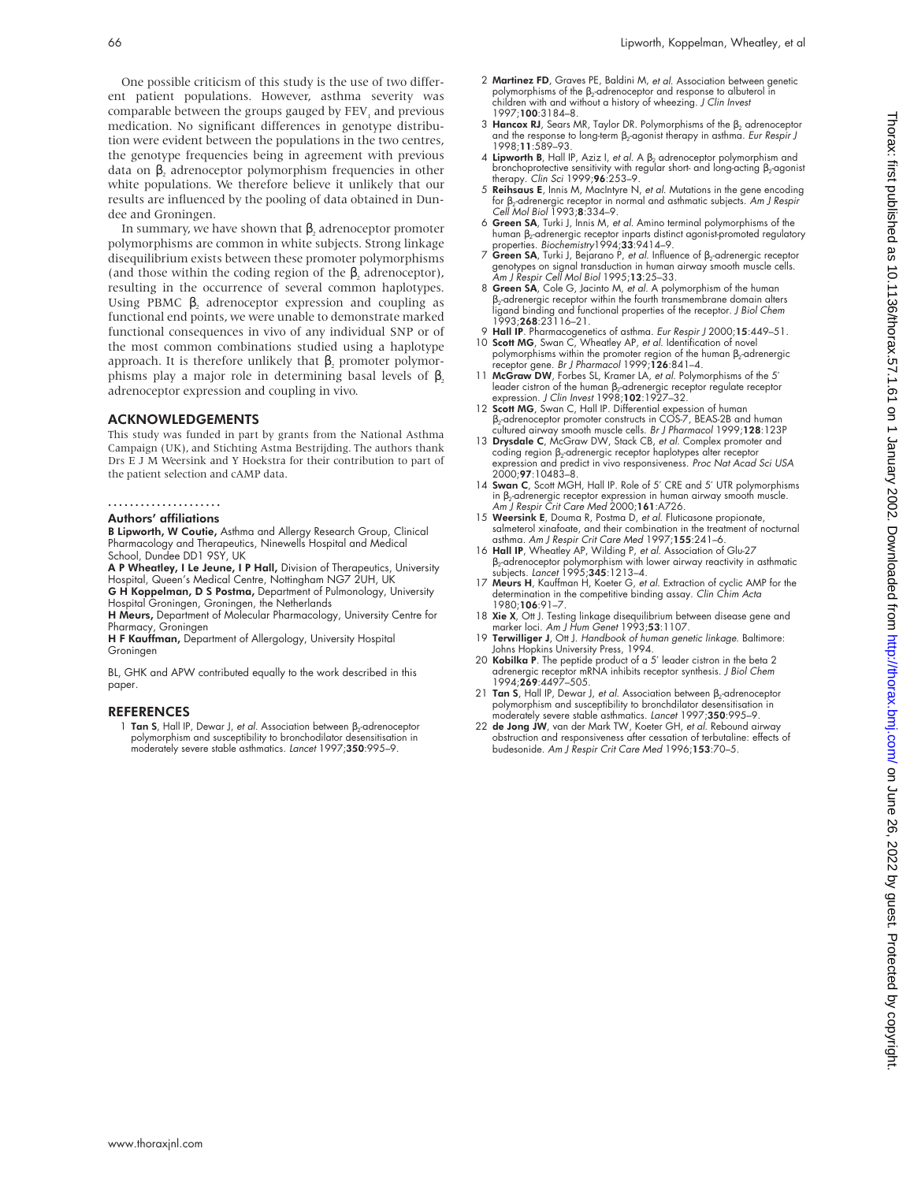One possible criticism of this study is the use of two different patient populations. However, asthma severity was comparable between the groups gauged by $FEV_1$ and previous medication. No significant differences in genotype distribution were evident between the populations in the two centres, the genotype frequencies being in agreement with previous data on $\beta_2$ adrenoceptor polymorphism frequencies in other white populations. We therefore believe it unlikely that our results are influenced by the pooling of data obtained in Dundee and Groningen.

In summary, we have shown that $\beta_2$ adrenoceptor promoter polymorphisms are common in white subjects. Strong linkage disequilibrium exists between these promoter polymorphisms (and those within the coding region of the $\beta_2$ adrenoceptor), resulting in the occurrence of several common haplotypes. Using PBMC $\beta_2$ adrenoceptor expression and coupling as functional end points, we were unable to demonstrate marked functional consequences in vivo of any individual SNP or of the most common combinations studied using a haplotype approach. It is therefore unlikely that $\beta_2$ promoter polymorphisms play a major role in determining basal levels of $\beta_2$ adrenoceptor expression and coupling in vivo.

## ACKNOWLEDGEMENTS

This study was funded in part by grants from the National Asthma Campaign (UK), and Stichting Astma Bestrijding. The authors thank Drs E J M Weersink and Y Hoekstra for their contribution to part of the patient selection and cAMP data.

### Authors' affiliations

**B Lipworth, W Coutie,** Asthma and Allergy Research Group, Clinical Pharmacology and Therapeutics, Ninewells Hospital and Medical School, Dundee DD1 9SY, UK

**A P Wheatley, I Le Jeune, I P Hall,** Division of Therapeutics, University Hospital, Queen's Medical Centre, Nottingham NG7 2UH, UK

**G H Koppelman, D S Postma,** Department of Pulmonology, University Hospital Groningen, Groningen, the Netherlands

**H Meurs,** Department of Molecular Pharmacology, University Centre for Pharmacy, Groningen

**H F Kauffman,** Department of Allergology, University Hospital Groningen

BL, GHK and APW contributed equally to the work described in this paper.

## REFERENCES

1. **Tan S**, Hall IP, Dewar J, *et al*. Association between $\beta_2$-adrenoceptor polymorphism and susceptibility to bronchodilator desensitisation in moderately severe stable asthmatics. *Lancet* 1997;**350**:995–9.
2. **Martinez FD**, Graves PE, Baldini M, *et al*. Association between genetic polymorphisms of the $\beta_2$-adrenoceptor and response to albuterol in children with and without a history of wheezing. *J Clin Invest* 1997;**100**:3184–8.
3. **Hancox RJ**, Sears MR, Taylor DR. Polymorphisms of the $\beta_2$ adrenoceptor and the response to long-term $\beta_2$-agonist therapy in asthma. *Eur Respir J* 1998;**11**:589–93.
4. **Lipworth B**, Hall IP, Aziz I, *et al*. A $\beta_2$ adrenoceptor polymorphism and bronchoprotective sensitivity with regular short- and long-acting $\beta_2$-agonist therapy. *Clin Sci* 1999;**96**:253–9.
5. **Reihsaus E**, Innis M, MacIntyre N, *et al*. Mutations in the gene encoding for $\beta_2$-adrenergic receptor in normal and asthmatic subjects. *Am J Respir Cell Mol Biol* 1993;**8**:334–9.
6. **Green SA**, Turki J, Innis M, *et al*. Amino terminal polymorphisms of the human $\beta_2$-adrenergic receptor inparts distinct agonist-promoted regulatory properties. *Biochemistry*1994;**33**:9414–9.
7. **Green SA**, Turki J, Bejarano P, *et al*. Influence of $\beta_2$-adrenergic receptor genotypes on signal transduction in human airway smooth muscle cells. *Am J Respir Cell Mol Biol* 1995;**13**:25–33.
8. **Green SA**, Cole G, Jacinto M, *et al*. A polymorphism of the human $\beta_2$-adrenergic receptor within the fourth transmembrane domain alters ligand binding and functional properties of the receptor. *J Biol Chem* 1993;**268**:23116–21.
9. **Hall IP**. Pharmacogenetics of asthma. *Eur Respir J* 2000;**15**:449–51.
10. **Scott MG**, Swan C, Wheatley AP, *et al*. Identification of novel polymorphisms within the promoter region of the human $\beta_2$-adrenergic receptor gene. *Br J Pharmacol* 1999;**126**:841–4.
11. **McGraw DW**, Forbes SL, Kramer LA, *et al*. Polymorphisms of the 5′ leader cistron of the human $\beta_2$-adrenergic receptor regulate receptor expression. *J Clin Invest* 1998;**102**:1927–32.
12. **Scott MG**, Swan C, Hall IP. Differential expression of human $\beta_2$-adrenoceptor promoter constructs in COS-7, BEAS-2B and human cultured airway smooth muscle cells. *Br J Pharmacol* 1999;**128**:123P
13. **Drysdale C**, McGraw DW, Stack CB, *et al*. Complex promoter and coding region $\beta_2$-adrenergic receptor haplotypes alter receptor expression and predict in vivo responsiveness. *Proc Nat Acad Sci USA* 2000;**97**:10483–8.
14. **Swan C**, Scott MGH, Hall IP. Role of 5′ CRE and 5′ UTR polymorphisms in $\beta_2$-adrenergic receptor expression in human airway smooth muscle. *Am J Respir Crit Care Med* 2000;**161**:A726.
15. **Weersink E**, Douma R, Postma D, *et al*. Fluticasone propionate, salmeterol xinafoate, and their combination in the treatment of nocturnal asthma. *Am J Respir Crit Care Med* 1997;**155**:241–6.
16. **Hall IP**, Wheatley AP, Wilding P, *et al*. Association of Glu-27 $\beta_2$-adrenoceptor polymorphism with lower airway reactivity in asthmatic subjects. *Lancet* 1995;**345**:1213–4.
17. **Meurs H**, Kauffman H, Koeter G, *et al*. Extraction of cyclic AMP for the determination in the competitive binding assay. *Clin Chim Acta* 1980;**106**:91–7.
18. **Xie X**, Ott J. Testing linkage disequilibrium between disease gene and marker loci. *Am J Hum Genet* 1993;**53**:1107.
19. **Terwilliger J**, Ott J. *Handbook of human genetic linkage*. Baltimore: Johns Hopkins University Press, 1994.
20. **Kobilka P**. The peptide product of a 5′ leader cistron in the beta 2 adrenergic receptor mRNA inhibits receptor synthesis. *J Biol Chem* 1994;**269**:4497–505.
21. **Tan S**, Hall IP, Dewar J, *et al*. Association between $\beta_2$-adrenoceptor polymorphism and susceptibility to bronchdilator desensitisation in moderately severe stable asthmatics. *Lancet* 1997;**350**:995–9.
22. **de Jong JW**, van der Mark TW, Koeter GH, *et al*. Rebound airway obstruction and responsiveness after cessation of terbutaline: effects of budesonide. *Am J Respir Crit Care Med* 1996;**153**:70–5.